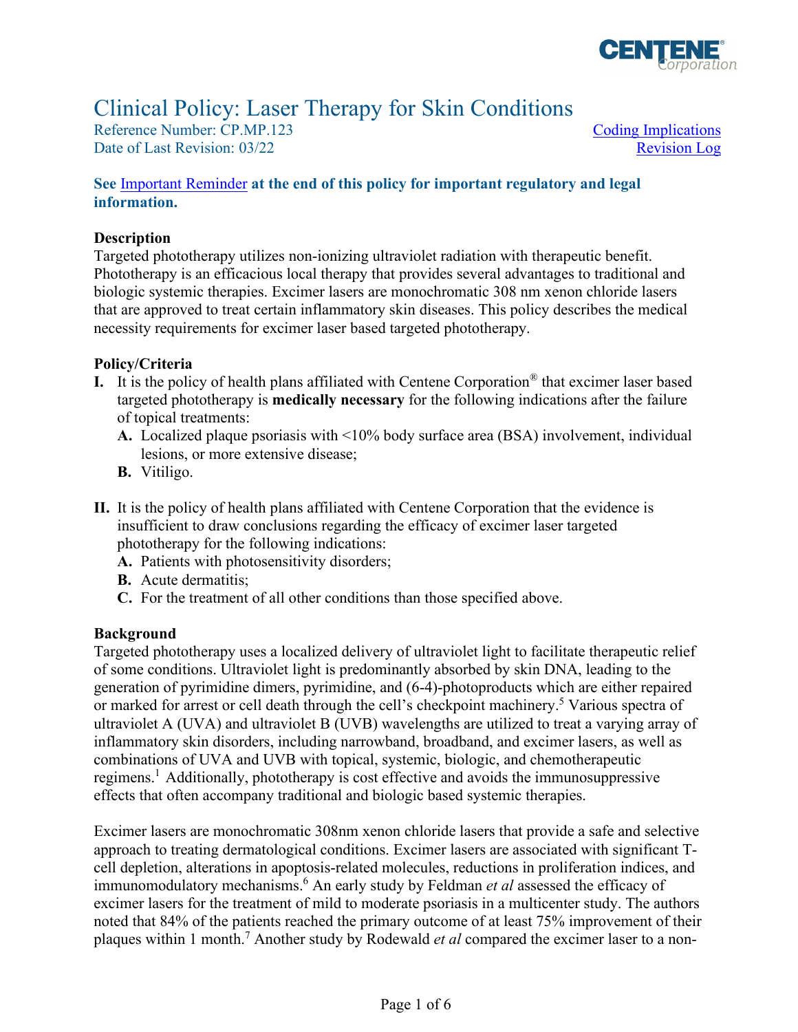# Clinical Policy: Laser Therapy for Skin Conditions

Reference Number: CP.MP.123 | Coding Implications
Date of Last Revision: 03/22 | Revision Log

**See Important Reminder at the end of this policy for important regulatory and legal information.**

## Description

Targeted phototherapy utilizes non-ionizing ultraviolet radiation with therapeutic benefit. Phototherapy is an efficacious local therapy that provides several advantages to traditional and biologic systemic therapies. Excimer lasers are monochromatic 308 nm xenon chloride lasers that are approved to treat certain inflammatory skin diseases. This policy describes the medical necessity requirements for excimer laser based targeted phototherapy.

## Policy/Criteria

**I.** It is the policy of health plans affiliated with Centene Corporation® that excimer laser based targeted phototherapy is **medically necessary** for the following indications after the failure of topical treatments:

   **A.** Localized plaque psoriasis with <10% body surface area (BSA) involvement, individual lesions, or more extensive disease;

   **B.** Vitiligo.

**II.** It is the policy of health plans affiliated with Centene Corporation that the evidence is insufficient to draw conclusions regarding the efficacy of excimer laser targeted phototherapy for the following indications:

   **A.** Patients with photosensitivity disorders;

   **B.** Acute dermatitis;

   **C.** For the treatment of all other conditions than those specified above.

## Background

Targeted phototherapy uses a localized delivery of ultraviolet light to facilitate therapeutic relief of some conditions. Ultraviolet light is predominantly absorbed by skin DNA, leading to the generation of pyrimidine dimers, pyrimidine, and (6-4)-photoproducts which are either repaired or marked for arrest or cell death through the cell's checkpoint machinery.[5] Various spectra of ultraviolet A (UVA) and ultraviolet B (UVB) wavelengths are utilized to treat a varying array of inflammatory skin disorders, including narrowband, broadband, and excimer lasers, as well as combinations of UVA and UVB with topical, systemic, biologic, and chemotherapeutic regimens.[1] Additionally, phototherapy is cost effective and avoids the immunosuppressive effects that often accompany traditional and biologic based systemic therapies.

Excimer lasers are monochromatic 308nm xenon chloride lasers that provide a safe and selective approach to treating dermatological conditions. Excimer lasers are associated with significant T-cell depletion, alterations in apoptosis-related molecules, reductions in proliferation indices, and immunomodulatory mechanisms.[6] An early study by Feldman *et al* assessed the efficacy of excimer lasers for the treatment of mild to moderate psoriasis in a multicenter study. The authors noted that 84% of the patients reached the primary outcome of at least 75% improvement of their plaques within 1 month.[7] Another study by Rodewald *et al* compared the excimer laser to a non-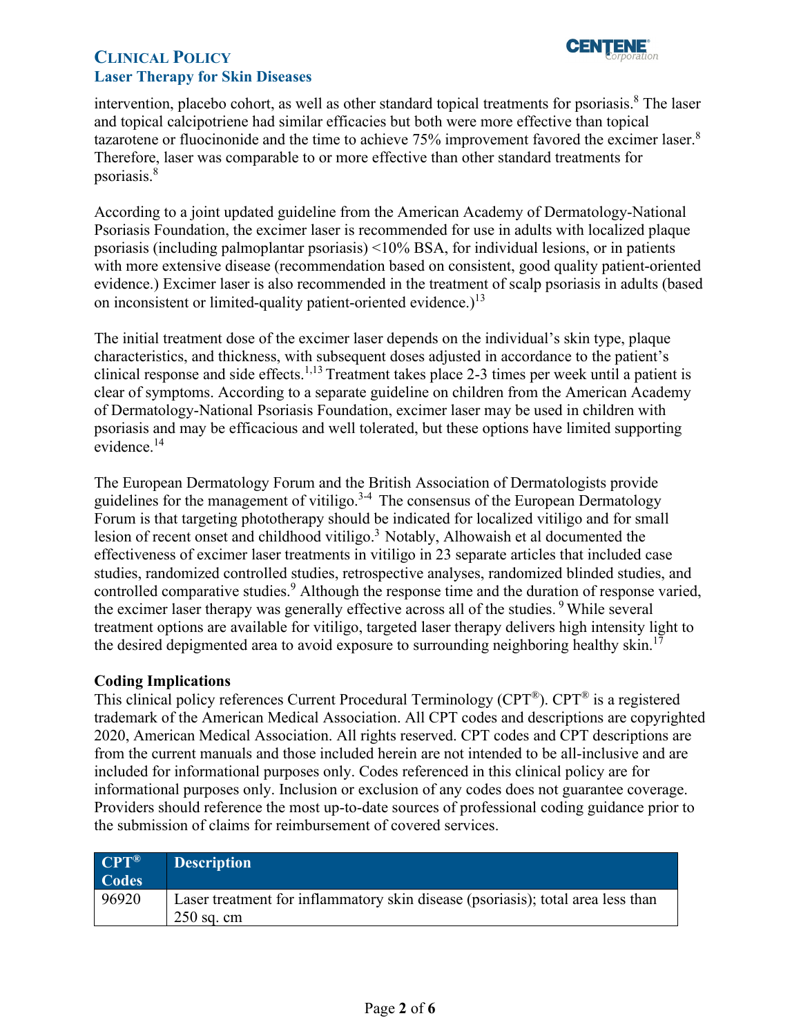intervention, placebo cohort, as well as other standard topical treatments for psoriasis.[8] The laser and topical calcipotriene had similar efficacies but both were more effective than topical tazarotene or fluocinonide and the time to achieve 75% improvement favored the excimer laser.[8] Therefore, laser was comparable to or more effective than other standard treatments for psoriasis.[8]

According to a joint updated guideline from the American Academy of Dermatology-National Psoriasis Foundation, the excimer laser is recommended for use in adults with localized plaque psoriasis (including palmoplantar psoriasis) <10% BSA, for individual lesions, or in patients with more extensive disease (recommendation based on consistent, good quality patient-oriented evidence.) Excimer laser is also recommended in the treatment of scalp psoriasis in adults (based on inconsistent or limited-quality patient-oriented evidence.)[13]

The initial treatment dose of the excimer laser depends on the individual's skin type, plaque characteristics, and thickness, with subsequent doses adjusted in accordance to the patient's clinical response and side effects.[1,13] Treatment takes place 2-3 times per week until a patient is clear of symptoms. According to a separate guideline on children from the American Academy of Dermatology-National Psoriasis Foundation, excimer laser may be used in children with psoriasis and may be efficacious and well tolerated, but these options have limited supporting evidence.[14]

The European Dermatology Forum and the British Association of Dermatologists provide guidelines for the management of vitiligo.[3-4] The consensus of the European Dermatology Forum is that targeting phototherapy should be indicated for localized vitiligo and for small lesion of recent onset and childhood vitiligo.[3] Notably, Alhowaish et al documented the effectiveness of excimer laser treatments in vitiligo in 23 separate articles that included case studies, randomized controlled studies, retrospective analyses, randomized blinded studies, and controlled comparative studies.[9] Although the response time and the duration of response varied, the excimer laser therapy was generally effective across all of the studies.[9] While several treatment options are available for vitiligo, targeted laser therapy delivers high intensity light to the desired depigmented area to avoid exposure to surrounding neighboring healthy skin.[17]

### Coding Implications

This clinical policy references Current Procedural Terminology (CPT®). CPT® is a registered trademark of the American Medical Association. All CPT codes and descriptions are copyrighted 2020, American Medical Association. All rights reserved. CPT codes and CPT descriptions are from the current manuals and those included herein are not intended to be all-inclusive and are included for informational purposes only. Codes referenced in this clinical policy are for informational purposes only. Inclusion or exclusion of any codes does not guarantee coverage. Providers should reference the most up-to-date sources of professional coding guidance prior to the submission of claims for reimbursement of covered services.

| CPT® Codes | Description |
|---|---|
| 96920 | Laser treatment for inflammatory skin disease (psoriasis); total area less than 250 sq. cm |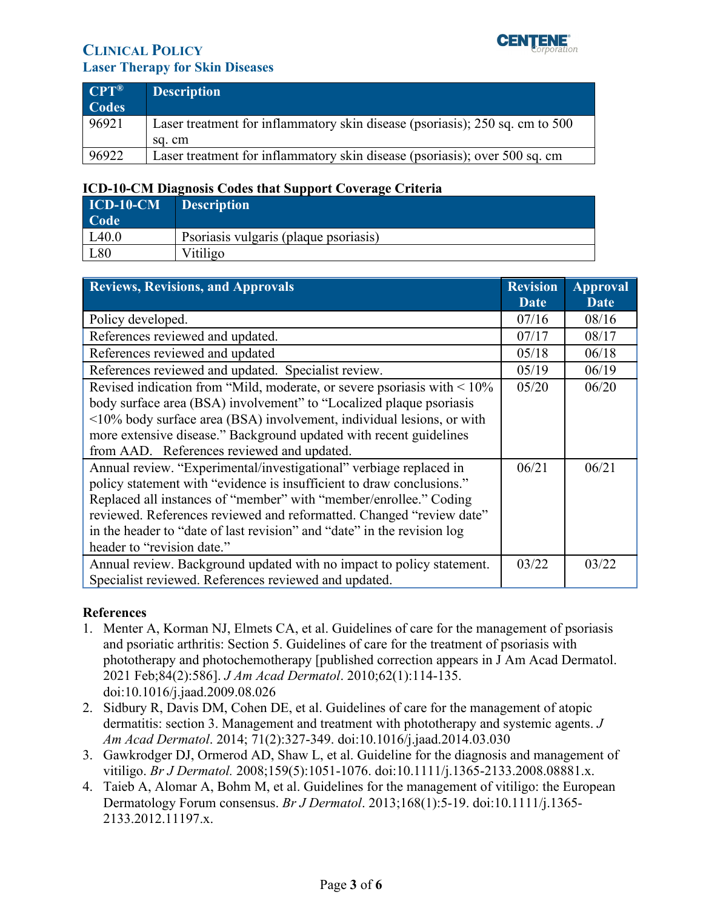| CPT® Codes | Description |
|---|---|
| 96921 | Laser treatment for inflammatory skin disease (psoriasis); 250 sq. cm to 500 sq. cm |
| 96922 | Laser treatment for inflammatory skin disease (psoriasis); over 500 sq. cm |

**ICD-10-CM Diagnosis Codes that Support Coverage Criteria**

| ICD-10-CM Code | Description |
|---|---|
| L40.0 | Psoriasis vulgaris (plaque psoriasis) |
| L80 | Vitiligo |

| Reviews, Revisions, and Approvals | Revision Date | Approval Date |
|---|---|---|
| Policy developed. | 07/16 | 08/16 |
| References reviewed and updated. | 07/17 | 08/17 |
| References reviewed and updated | 05/18 | 06/18 |
| References reviewed and updated. Specialist review. | 05/19 | 06/19 |
| Revised indication from "Mild, moderate, or severe psoriasis with < 10% body surface area (BSA) involvement" to "Localized plaque psoriasis <10% body surface area (BSA) involvement, individual lesions, or with more extensive disease." Background updated with recent guidelines from AAD. References reviewed and updated. | 05/20 | 06/20 |
| Annual review. "Experimental/investigational" verbiage replaced in policy statement with "evidence is insufficient to draw conclusions." Replaced all instances of "member" with "member/enrollee." Coding reviewed. References reviewed and reformatted. Changed "review date" in the header to "date of last revision" and "date" in the revision log header to "revision date." | 06/21 | 06/21 |
| Annual review. Background updated with no impact to policy statement. Specialist reviewed. References reviewed and updated. | 03/22 | 03/22 |

**References**

1. Menter A, Korman NJ, Elmets CA, et al. Guidelines of care for the management of psoriasis and psoriatic arthritis: Section 5. Guidelines of care for the treatment of psoriasis with phototherapy and photochemotherapy [published correction appears in J Am Acad Dermatol. 2021 Feb;84(2):586]. *J Am Acad Dermatol*. 2010;62(1):114-135. doi:10.1016/j.jaad.2009.08.026
2. Sidbury R, Davis DM, Cohen DE, et al. Guidelines of care for the management of atopic dermatitis: section 3. Management and treatment with phototherapy and systemic agents. *J Am Acad Dermatol*. 2014; 71(2):327-349. doi:10.1016/j.jaad.2014.03.030
3. Gawkrodger DJ, Ormerod AD, Shaw L, et al. Guideline for the diagnosis and management of vitiligo. *Br J Dermatol.* 2008;159(5):1051-1076. doi:10.1111/j.1365-2133.2008.08881.x.
4. Taieb A, Alomar A, Bohm M, et al. Guidelines for the management of vitiligo: the European Dermatology Forum consensus. *Br J Dermatol*. 2013;168(1):5-19. doi:10.1111/j.1365-2133.2012.11197.x.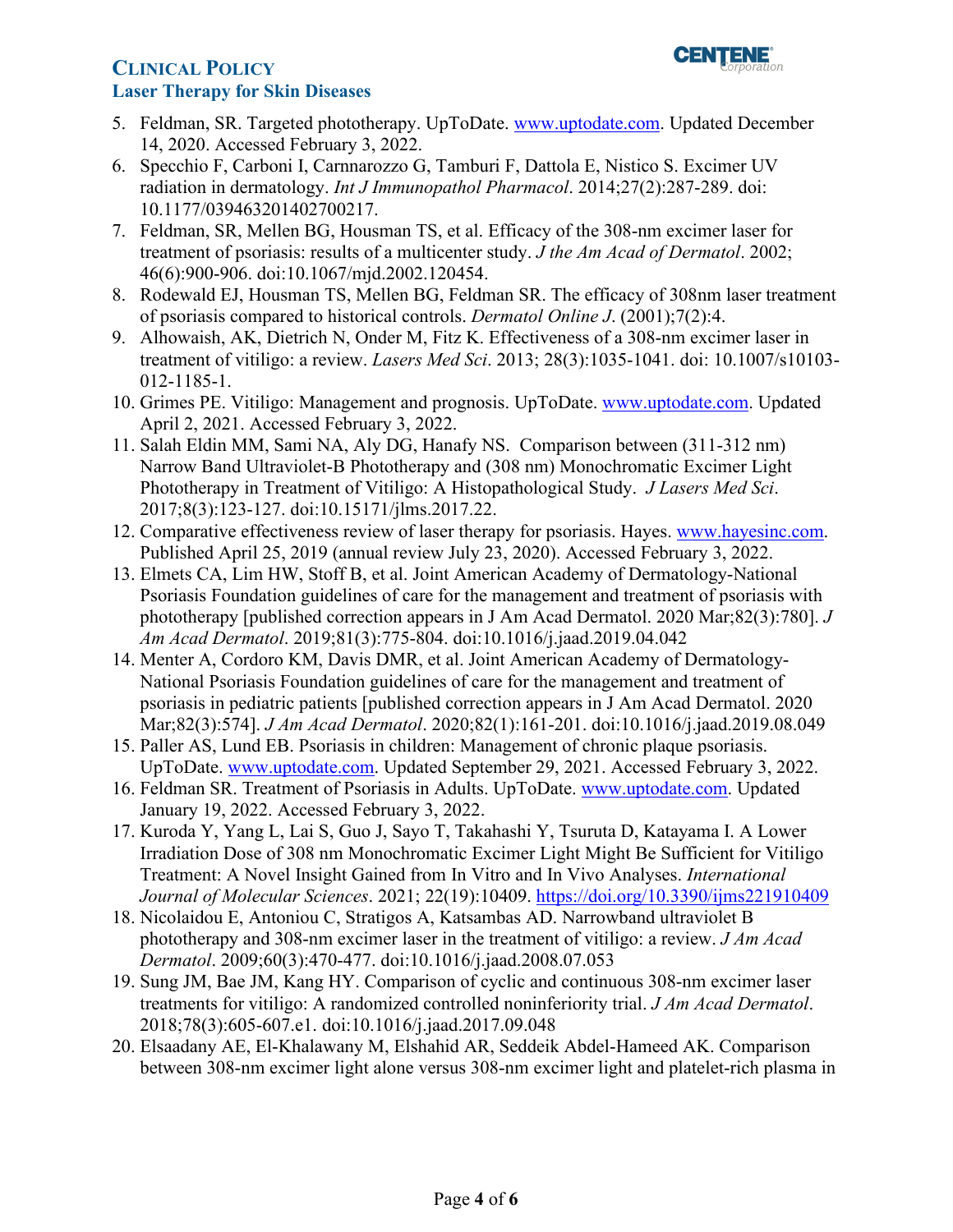5. Feldman, SR. Targeted phototherapy. UpToDate. www.uptodate.com. Updated December 14, 2020. Accessed February 3, 2022.
6. Specchio F, Carboni I, Carnnarozzo G, Tamburi F, Dattola E, Nistico S. Excimer UV radiation in dermatology. *Int J Immunopathol Pharmacol*. 2014;27(2):287-289. doi: 10.1177/039463201402700217.
7. Feldman, SR, Mellen BG, Housman TS, et al. Efficacy of the 308-nm excimer laser for treatment of psoriasis: results of a multicenter study. *J the Am Acad of Dermatol*. 2002; 46(6):900-906. doi:10.1067/mjd.2002.120454.
8. Rodewald EJ, Housman TS, Mellen BG, Feldman SR. The efficacy of 308nm laser treatment of psoriasis compared to historical controls. *Dermatol Online J*. (2001);7(2):4.
9. Alhowaish, AK, Dietrich N, Onder M, Fitz K. Effectiveness of a 308-nm excimer laser in treatment of vitiligo: a review. *Lasers Med Sci*. 2013; 28(3):1035-1041. doi: 10.1007/s10103-012-1185-1.
10. Grimes PE. Vitiligo: Management and prognosis. UpToDate. www.uptodate.com. Updated April 2, 2021. Accessed February 3, 2022.
11. Salah Eldin MM, Sami NA, Aly DG, Hanafy NS. Comparison between (311-312 nm) Narrow Band Ultraviolet-B Phototherapy and (308 nm) Monochromatic Excimer Light Phototherapy in Treatment of Vitiligo: A Histopathological Study. *J Lasers Med Sci*. 2017;8(3):123-127. doi:10.15171/jlms.2017.22.
12. Comparative effectiveness review of laser therapy for psoriasis. Hayes. www.hayesinc.com. Published April 25, 2019 (annual review July 23, 2020). Accessed February 3, 2022.
13. Elmets CA, Lim HW, Stoff B, et al. Joint American Academy of Dermatology-National Psoriasis Foundation guidelines of care for the management and treatment of psoriasis with phototherapy [published correction appears in J Am Acad Dermatol. 2020 Mar;82(3):780]. *J Am Acad Dermatol*. 2019;81(3):775-804. doi:10.1016/j.jaad.2019.04.042
14. Menter A, Cordoro KM, Davis DMR, et al. Joint American Academy of Dermatology-National Psoriasis Foundation guidelines of care for the management and treatment of psoriasis in pediatric patients [published correction appears in J Am Acad Dermatol. 2020 Mar;82(3):574]. *J Am Acad Dermatol*. 2020;82(1):161-201. doi:10.1016/j.jaad.2019.08.049
15. Paller AS, Lund EB. Psoriasis in children: Management of chronic plaque psoriasis. UpToDate. www.uptodate.com. Updated September 29, 2021. Accessed February 3, 2022.
16. Feldman SR. Treatment of Psoriasis in Adults. UpToDate. www.uptodate.com. Updated January 19, 2022. Accessed February 3, 2022.
17. Kuroda Y, Yang L, Lai S, Guo J, Sayo T, Takahashi Y, Tsuruta D, Katayama I. A Lower Irradiation Dose of 308 nm Monochromatic Excimer Light Might Be Sufficient for Vitiligo Treatment: A Novel Insight Gained from In Vitro and In Vivo Analyses. *International Journal of Molecular Sciences*. 2021; 22(19):10409. https://doi.org/10.3390/ijms221910409
18. Nicolaidou E, Antoniou C, Stratigos A, Katsambas AD. Narrowband ultraviolet B phototherapy and 308-nm excimer laser in the treatment of vitiligo: a review. *J Am Acad Dermatol*. 2009;60(3):470-477. doi:10.1016/j.jaad.2008.07.053
19. Sung JM, Bae JM, Kang HY. Comparison of cyclic and continuous 308-nm excimer laser treatments for vitiligo: A randomized controlled noninferiority trial. *J Am Acad Dermatol*. 2018;78(3):605-607.e1. doi:10.1016/j.jaad.2017.09.048
20. Elsaadany AE, El-Khalawany M, Elshahid AR, Seddeik Abdel-Hameed AK. Comparison between 308-nm excimer light alone versus 308-nm excimer light and platelet-rich plasma in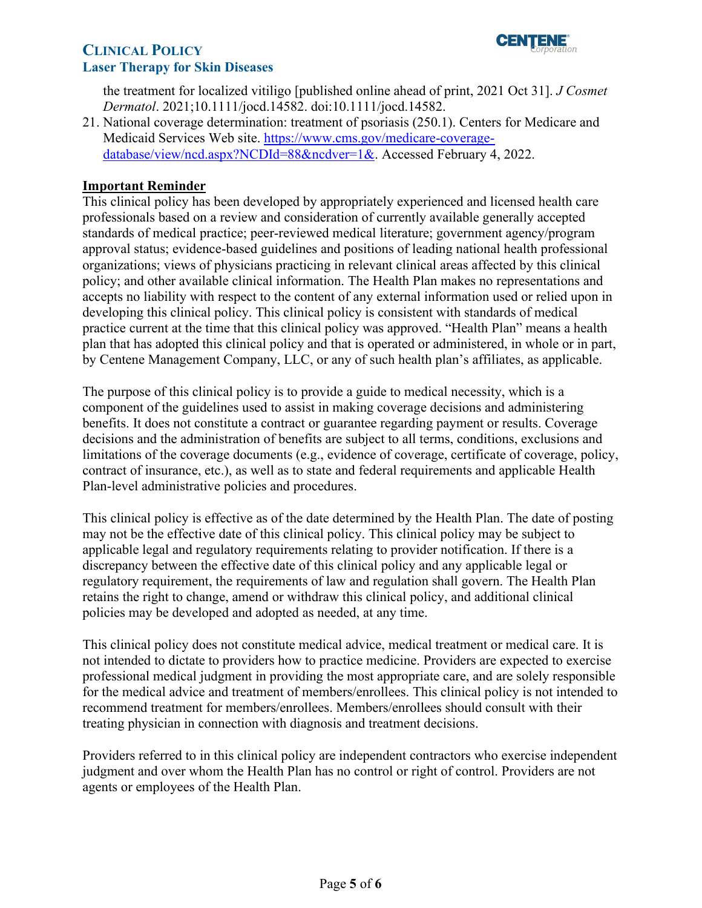the treatment for localized vitiligo [published online ahead of print, 2021 Oct 31]. *J Cosmet Dermatol*. 2021;10.1111/jocd.14582. doi:10.1111/jocd.14582.

21. National coverage determination: treatment of psoriasis (250.1). Centers for Medicare and Medicaid Services Web site. [https://www.cms.gov/medicare-coverage-database/view/ncd.aspx?NCDId=88&ncdver=1&](https://www.cms.gov/medicare-coverage-database/view/ncd.aspx?NCDId=88&ncdver=1&). Accessed February 4, 2022.

## Important Reminder

This clinical policy has been developed by appropriately experienced and licensed health care professionals based on a review and consideration of currently available generally accepted standards of medical practice; peer-reviewed medical literature; government agency/program approval status; evidence-based guidelines and positions of leading national health professional organizations; views of physicians practicing in relevant clinical areas affected by this clinical policy; and other available clinical information. The Health Plan makes no representations and accepts no liability with respect to the content of any external information used or relied upon in developing this clinical policy. This clinical policy is consistent with standards of medical practice current at the time that this clinical policy was approved. "Health Plan" means a health plan that has adopted this clinical policy and that is operated or administered, in whole or in part, by Centene Management Company, LLC, or any of such health plan's affiliates, as applicable.

The purpose of this clinical policy is to provide a guide to medical necessity, which is a component of the guidelines used to assist in making coverage decisions and administering benefits. It does not constitute a contract or guarantee regarding payment or results. Coverage decisions and the administration of benefits are subject to all terms, conditions, exclusions and limitations of the coverage documents (e.g., evidence of coverage, certificate of coverage, policy, contract of insurance, etc.), as well as to state and federal requirements and applicable Health Plan-level administrative policies and procedures.

This clinical policy is effective as of the date determined by the Health Plan. The date of posting may not be the effective date of this clinical policy. This clinical policy may be subject to applicable legal and regulatory requirements relating to provider notification. If there is a discrepancy between the effective date of this clinical policy and any applicable legal or regulatory requirement, the requirements of law and regulation shall govern. The Health Plan retains the right to change, amend or withdraw this clinical policy, and additional clinical policies may be developed and adopted as needed, at any time.

This clinical policy does not constitute medical advice, medical treatment or medical care. It is not intended to dictate to providers how to practice medicine. Providers are expected to exercise professional medical judgment in providing the most appropriate care, and are solely responsible for the medical advice and treatment of members/enrollees. This clinical policy is not intended to recommend treatment for members/enrollees. Members/enrollees should consult with their treating physician in connection with diagnosis and treatment decisions.

Providers referred to in this clinical policy are independent contractors who exercise independent judgment and over whom the Health Plan has no control or right of control. Providers are not agents or employees of the Health Plan.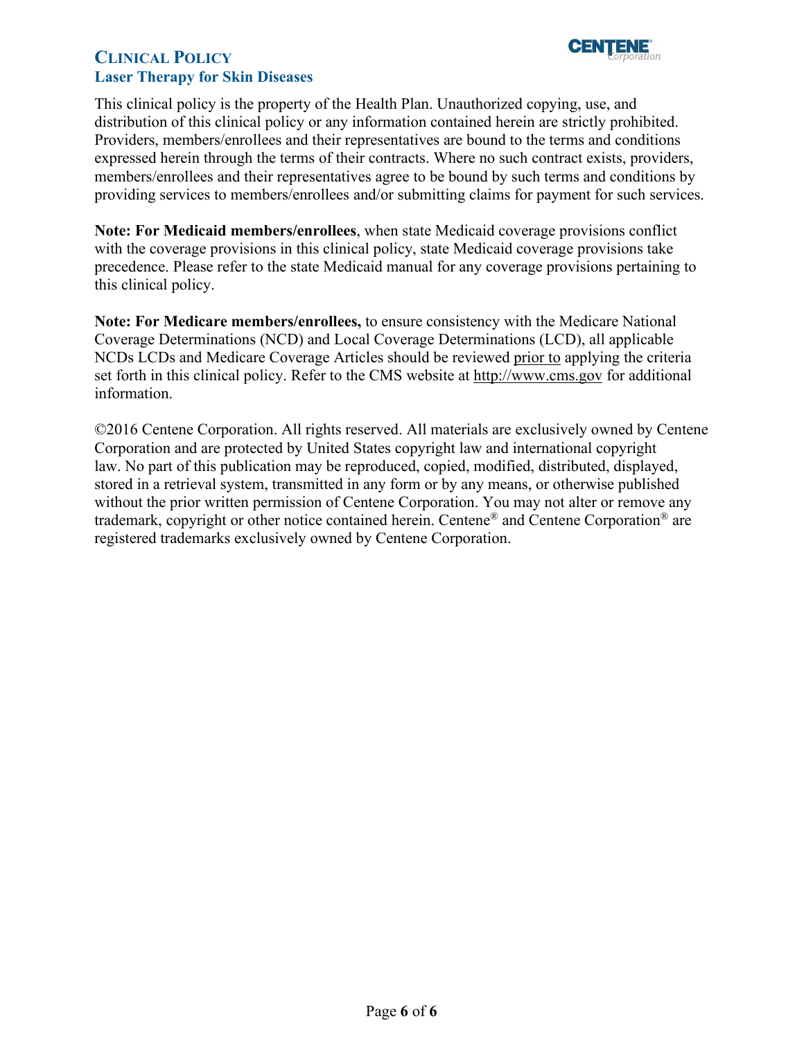This clinical policy is the property of the Health Plan. Unauthorized copying, use, and distribution of this clinical policy or any information contained herein are strictly prohibited. Providers, members/enrollees and their representatives are bound to the terms and conditions expressed herein through the terms of their contracts. Where no such contract exists, providers, members/enrollees and their representatives agree to be bound by such terms and conditions by providing services to members/enrollees and/or submitting claims for payment for such services.

**Note: For Medicaid members/enrollees**, when state Medicaid coverage provisions conflict with the coverage provisions in this clinical policy, state Medicaid coverage provisions take precedence. Please refer to the state Medicaid manual for any coverage provisions pertaining to this clinical policy.

**Note: For Medicare members/enrollees,** to ensure consistency with the Medicare National Coverage Determinations (NCD) and Local Coverage Determinations (LCD), all applicable NCDs LCDs and Medicare Coverage Articles should be reviewed prior to applying the criteria set forth in this clinical policy. Refer to the CMS website at http://www.cms.gov for additional information.

©2016 Centene Corporation. All rights reserved. All materials are exclusively owned by Centene Corporation and are protected by United States copyright law and international copyright law. No part of this publication may be reproduced, copied, modified, distributed, displayed, stored in a retrieval system, transmitted in any form or by any means, or otherwise published without the prior written permission of Centene Corporation. You may not alter or remove any trademark, copyright or other notice contained herein. Centene® and Centene Corporation® are registered trademarks exclusively owned by Centene Corporation.